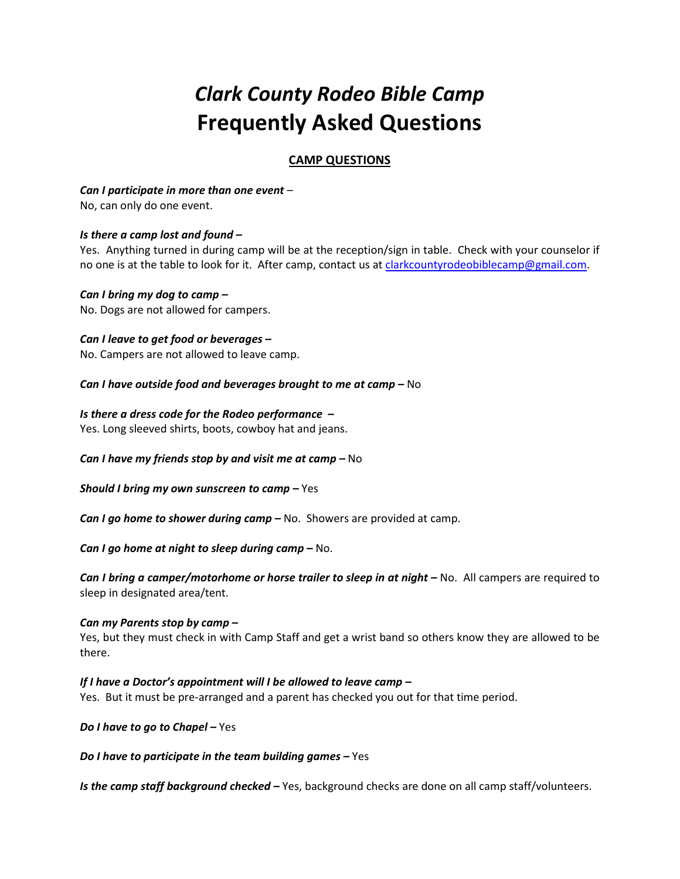// Clark County Rodeo Bible Camp FAQ — page 1 of 2

# *Clark County Rodeo Bible Camp*
# Frequently Asked Questions

## CAMP QUESTIONS

***Can I participate in more than one event*** –
No, can only do one event.

***Is there a camp lost and found –***
Yes. Anything turned in during camp will be at the reception/sign in table. Check with your counselor if no one is at the table to look for it. After camp, contact us at clarkcountyrodeobiblecamp@gmail.com.

***Can I bring my dog to camp –***
No. Dogs are not allowed for campers.

***Can I leave to get food or beverages –***
No. Campers are not allowed to leave camp.

***Can I have outside food and beverages brought to me at camp –*** No

***Is there a dress code for the Rodeo performance –***
Yes. Long sleeved shirts, boots, cowboy hat and jeans.

***Can I have my friends stop by and visit me at camp –*** No

***Should I bring my own sunscreen to camp –*** Yes

***Can I go home to shower during camp –*** No. Showers are provided at camp.

***Can I go home at night to sleep during camp –*** No.

***Can I bring a camper/motorhome or horse trailer to sleep in at night –*** No. All campers are required to sleep in designated area/tent.

***Can my Parents stop by camp –***
Yes, but they must check in with Camp Staff and get a wrist band so others know they are allowed to be there.

***If I have a Doctor's appointment will I be allowed to leave camp –***
Yes. But it must be pre-arranged and a parent has checked you out for that time period.

***Do I have to go to Chapel –*** Yes

***Do I have to participate in the team building games –*** Yes

***Is the camp staff background checked –*** Yes, background checks are done on all camp staff/volunteers.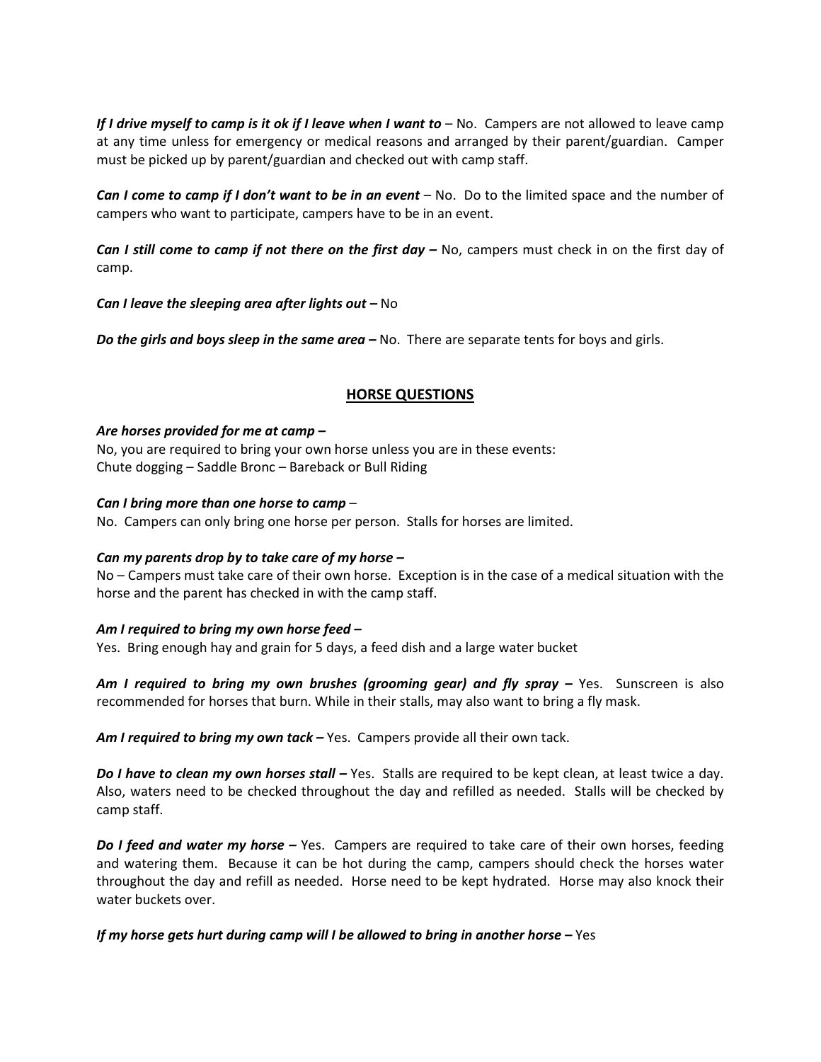***If I drive myself to camp is it ok if I leave when I want to*** – No. Campers are not allowed to leave camp at any time unless for emergency or medical reasons and arranged by their parent/guardian. Camper must be picked up by parent/guardian and checked out with camp staff.

***Can I come to camp if I don't want to be in an event*** – No. Do to the limited space and the number of campers who want to participate, campers have to be in an event.

***Can I still come to camp if not there on the first day –*** No, campers must check in on the first day of camp.

***Can I leave the sleeping area after lights out –*** No

***Do the girls and boys sleep in the same area –*** No. There are separate tents for boys and girls.

## HORSE QUESTIONS

***Are horses provided for me at camp –***
No, you are required to bring your own horse unless you are in these events:
Chute dogging – Saddle Bronc – Bareback or Bull Riding

***Can I bring more than one horse to camp*** –
No. Campers can only bring one horse per person. Stalls for horses are limited.

***Can my parents drop by to take care of my horse –***
No – Campers must take care of their own horse. Exception is in the case of a medical situation with the horse and the parent has checked in with the camp staff.

***Am I required to bring my own horse feed –***
Yes. Bring enough hay and grain for 5 days, a feed dish and a large water bucket

***Am I required to bring my own brushes (grooming gear) and fly spray –*** Yes. Sunscreen is also recommended for horses that burn. While in their stalls, may also want to bring a fly mask.

***Am I required to bring my own tack –*** Yes. Campers provide all their own tack.

***Do I have to clean my own horses stall –*** Yes. Stalls are required to be kept clean, at least twice a day. Also, waters need to be checked throughout the day and refilled as needed. Stalls will be checked by camp staff.

***Do I feed and water my horse –*** Yes. Campers are required to take care of their own horses, feeding and watering them. Because it can be hot during the camp, campers should check the horses water throughout the day and refill as needed. Horse need to be kept hydrated. Horse may also knock their water buckets over.

***If my horse gets hurt during camp will I be allowed to bring in another horse –*** Yes